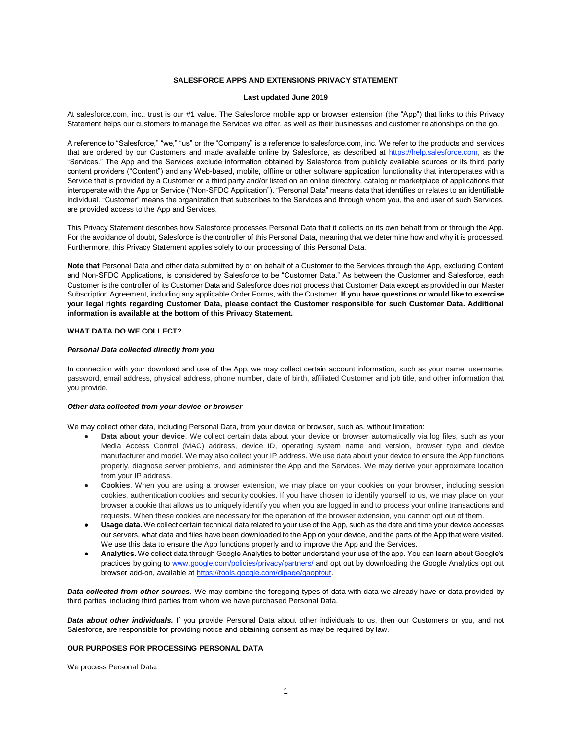# SALESFORCE APPS AND EXTENSIONS PRIVACY STATEMENT

**Last updated June 2019**

At salesforce.com, inc., trust is our #1 value. The Salesforce mobile app or browser extension (the "App") that links to this Privacy Statement helps our customers to manage the Services we offer, as well as their businesses and customer relationships on the go.

A reference to "Salesforce," "we," "us" or the "Company" is a reference to salesforce.com, inc. We refer to the products and services that are ordered by our Customers and made available online by Salesforce, as described at [https://help.salesforce.com](https://help.salesforce.com), as the "Services." The App and the Services exclude information obtained by Salesforce from publicly available sources or its third party content providers ("Content") and any Web-based, mobile, offline or other software application functionality that interoperates with a Service that is provided by a Customer or a third party and/or listed on an online directory, catalog or marketplace of applications that interoperate with the App or Service ("Non-SFDC Application"). "Personal Data" means data that identifies or relates to an identifiable individual. "Customer" means the organization that subscribes to the Services and through whom you, the end user of such Services, are provided access to the App and Services.

This Privacy Statement describes how Salesforce processes Personal Data that it collects on its own behalf from or through the App. For the avoidance of doubt, Salesforce is the controller of this Personal Data, meaning that we determine how and why it is processed. Furthermore, this Privacy Statement applies solely to our processing of this Personal Data.

**Note that** Personal Data and other data submitted by or on behalf of a Customer to the Services through the App, excluding Content and Non-SFDC Applications, is considered by Salesforce to be "Customer Data." As between the Customer and Salesforce, each Customer is the controller of its Customer Data and Salesforce does not process that Customer Data except as provided in our Master Subscription Agreement, including any applicable Order Forms, with the Customer. **If you have questions or would like to exercise your legal rights regarding Customer Data, please contact the Customer responsible for such Customer Data. Additional information is available at the bottom of this Privacy Statement.**

## WHAT DATA DO WE COLLECT?

### *Personal Data collected directly from you*

In connection with your download and use of the App, we may collect certain account information, such as your name, username, password, email address, physical address, phone number, date of birth, affiliated Customer and job title, and other information that you provide.

### *Other data collected from your device or browser*

We may collect other data, including Personal Data, from your device or browser, such as, without limitation:

- **Data about your device**. We collect certain data about your device or browser automatically via log files, such as your Media Access Control (MAC) address, device ID, operating system name and version, browser type and device manufacturer and model. We may also collect your IP address. We use data about your device to ensure the App functions properly, diagnose server problems, and administer the App and the Services. We may derive your approximate location from your IP address.
- **Cookies**. When you are using a browser extension, we may place on your cookies on your browser, including session cookies, authentication cookies and security cookies. If you have chosen to identify yourself to us, we may place on your browser a cookie that allows us to uniquely identify you when you are logged in and to process your online transactions and requests. When these cookies are necessary for the operation of the browser extension, you cannot opt out of them.
- **Usage data.** We collect certain technical data related to your use of the App, such as the date and time your device accesses our servers, what data and files have been downloaded to the App on your device, and the parts of the App that were visited. We use this data to ensure the App functions properly and to improve the App and the Services.
- **Analytics.** We collect data through Google Analytics to better understand your use of the app. You can learn about Google's practices by going to [www.google.com/policies/privacy/partners/](http://www.google.com/policies/privacy/partners/) and opt out by downloading the Google Analytics opt out browser add-on, available at [https://tools.google.com/dlpage/gaoptout](https://tools.google.com/dlpage/gaoptout).

***Data collected from other sources***. We may combine the foregoing types of data with data we already have or data provided by third parties, including third parties from whom we have purchased Personal Data.

***Data about other individuals.*** If you provide Personal Data about other individuals to us, then our Customers or you, and not Salesforce, are responsible for providing notice and obtaining consent as may be required by law.

## OUR PURPOSES FOR PROCESSING PERSONAL DATA

We process Personal Data: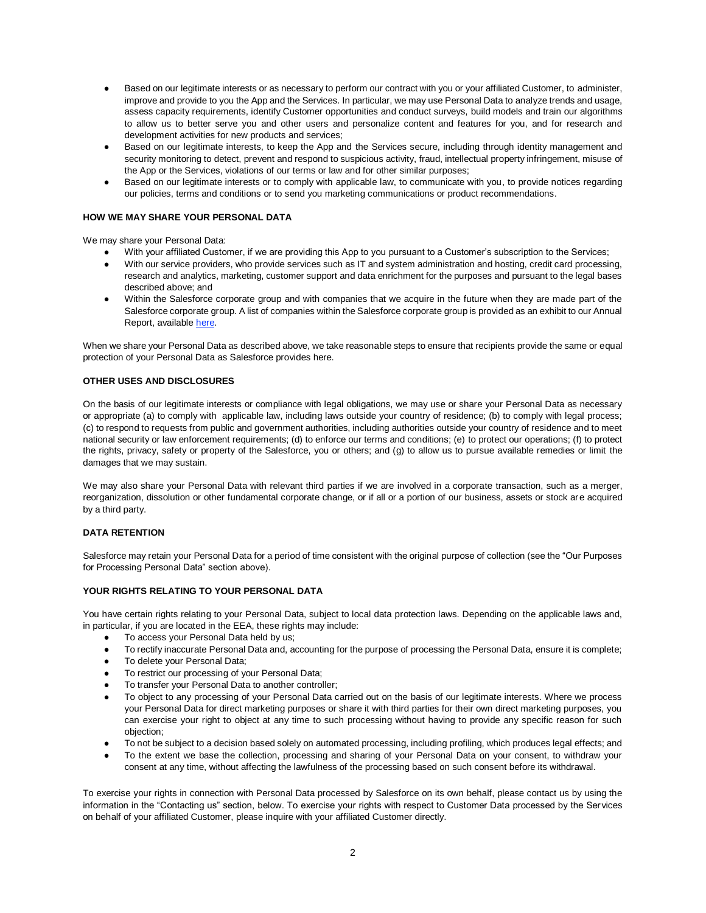- Based on our legitimate interests or as necessary to perform our contract with you or your affiliated Customer, to administer, improve and provide to you the App and the Services. In particular, we may use Personal Data to analyze trends and usage, assess capacity requirements, identify Customer opportunities and conduct surveys, build models and train our algorithms to allow us to better serve you and other users and personalize content and features for you, and for research and development activities for new products and services;
- Based on our legitimate interests, to keep the App and the Services secure, including through identity management and security monitoring to detect, prevent and respond to suspicious activity, fraud, intellectual property infringement, misuse of the App or the Services, violations of our terms or law and for other similar purposes;
- Based on our legitimate interests or to comply with applicable law, to communicate with you, to provide notices regarding our policies, terms and conditions or to send you marketing communications or product recommendations.

**HOW WE MAY SHARE YOUR PERSONAL DATA**

We may share your Personal Data:

- With your affiliated Customer, if we are providing this App to you pursuant to a Customer's subscription to the Services;
- With our service providers, who provide services such as IT and system administration and hosting, credit card processing, research and analytics, marketing, customer support and data enrichment for the purposes and pursuant to the legal bases described above; and
- Within the Salesforce corporate group and with companies that we acquire in the future when they are made part of the Salesforce corporate group. A list of companies within the Salesforce corporate group is provided as an exhibit to our Annual Report, available here.

When we share your Personal Data as described above, we take reasonable steps to ensure that recipients provide the same or equal protection of your Personal Data as Salesforce provides here.

**OTHER USES AND DISCLOSURES**

On the basis of our legitimate interests or compliance with legal obligations, we may use or share your Personal Data as necessary or appropriate (a) to comply with applicable law, including laws outside your country of residence; (b) to comply with legal process; (c) to respond to requests from public and government authorities, including authorities outside your country of residence and to meet national security or law enforcement requirements; (d) to enforce our terms and conditions; (e) to protect our operations; (f) to protect the rights, privacy, safety or property of the Salesforce, you or others; and (g) to allow us to pursue available remedies or limit the damages that we may sustain.

We may also share your Personal Data with relevant third parties if we are involved in a corporate transaction, such as a merger, reorganization, dissolution or other fundamental corporate change, or if all or a portion of our business, assets or stock are acquired by a third party.

**DATA RETENTION**

Salesforce may retain your Personal Data for a period of time consistent with the original purpose of collection (see the "Our Purposes for Processing Personal Data" section above).

**YOUR RIGHTS RELATING TO YOUR PERSONAL DATA**

You have certain rights relating to your Personal Data, subject to local data protection laws. Depending on the applicable laws and, in particular, if you are located in the EEA, these rights may include:

- To access your Personal Data held by us;
- To rectify inaccurate Personal Data and, accounting for the purpose of processing the Personal Data, ensure it is complete;
- To delete your Personal Data;
- To restrict our processing of your Personal Data;
- To transfer your Personal Data to another controller;
- To object to any processing of your Personal Data carried out on the basis of our legitimate interests. Where we process your Personal Data for direct marketing purposes or share it with third parties for their own direct marketing purposes, you can exercise your right to object at any time to such processing without having to provide any specific reason for such objection;
- To not be subject to a decision based solely on automated processing, including profiling, which produces legal effects; and
- To the extent we base the collection, processing and sharing of your Personal Data on your consent, to withdraw your consent at any time, without affecting the lawfulness of the processing based on such consent before its withdrawal.

To exercise your rights in connection with Personal Data processed by Salesforce on its own behalf, please contact us by using the information in the "Contacting us" section, below. To exercise your rights with respect to Customer Data processed by the Services on behalf of your affiliated Customer, please inquire with your affiliated Customer directly.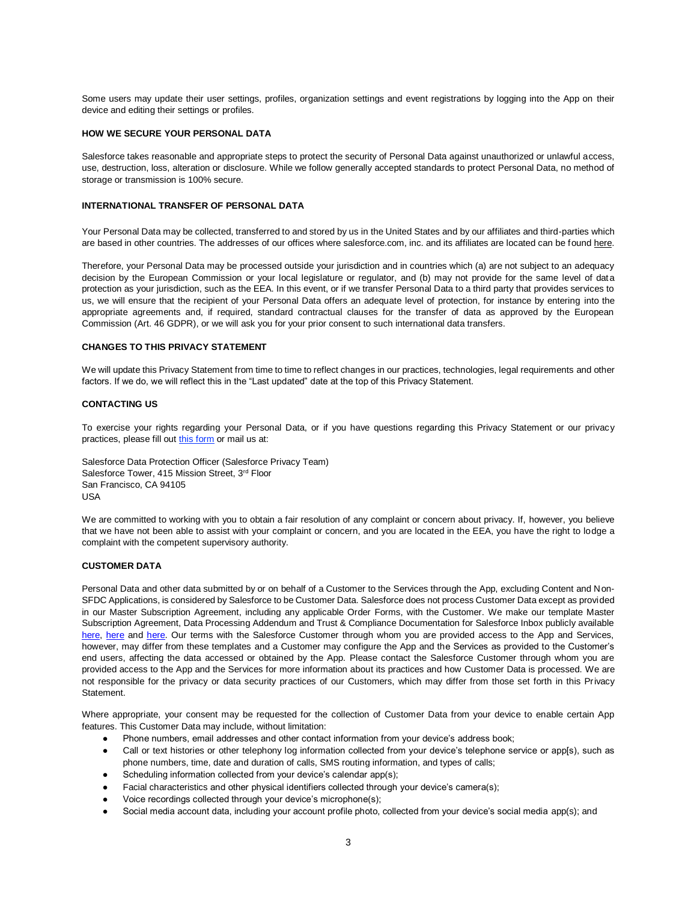Some users may update their user settings, profiles, organization settings and event registrations by logging into the App on their device and editing their settings or profiles.

**HOW WE SECURE YOUR PERSONAL DATA**

Salesforce takes reasonable and appropriate steps to protect the security of Personal Data against unauthorized or unlawful access, use, destruction, loss, alteration or disclosure. While we follow generally accepted standards to protect Personal Data, no method of storage or transmission is 100% secure.

**INTERNATIONAL TRANSFER OF PERSONAL DATA**

Your Personal Data may be collected, transferred to and stored by us in the United States and by our affiliates and third-parties which are based in other countries. The addresses of our offices where salesforce.com, inc. and its affiliates are located can be found here.

Therefore, your Personal Data may be processed outside your jurisdiction and in countries which (a) are not subject to an adequacy decision by the European Commission or your local legislature or regulator, and (b) may not provide for the same level of data protection as your jurisdiction, such as the EEA. In this event, or if we transfer Personal Data to a third party that provides services to us, we will ensure that the recipient of your Personal Data offers an adequate level of protection, for instance by entering into the appropriate agreements and, if required, standard contractual clauses for the transfer of data as approved by the European Commission (Art. 46 GDPR), or we will ask you for your prior consent to such international data transfers.

**CHANGES TO THIS PRIVACY STATEMENT**

We will update this Privacy Statement from time to time to reflect changes in our practices, technologies, legal requirements and other factors. If we do, we will reflect this in the "Last updated" date at the top of this Privacy Statement.

**CONTACTING US**

To exercise your rights regarding your Personal Data, or if you have questions regarding this Privacy Statement or our privacy practices, please fill out this form or mail us at:

Salesforce Data Protection Officer (Salesforce Privacy Team)
Salesforce Tower, 415 Mission Street, 3rd Floor
San Francisco, CA 94105
USA

We are committed to working with you to obtain a fair resolution of any complaint or concern about privacy. If, however, you believe that we have not been able to assist with your complaint or concern, and you are located in the EEA, you have the right to lodge a complaint with the competent supervisory authority.

**CUSTOMER DATA**

Personal Data and other data submitted by or on behalf of a Customer to the Services through the App, excluding Content and Non-SFDC Applications, is considered by Salesforce to be Customer Data. Salesforce does not process Customer Data except as provided in our Master Subscription Agreement, including any applicable Order Forms, with the Customer. We make our template Master Subscription Agreement, Data Processing Addendum and Trust & Compliance Documentation for Salesforce Inbox publicly available here, here and here. Our terms with the Salesforce Customer through whom you are provided access to the App and Services, however, may differ from these templates and a Customer may configure the App and the Services as provided to the Customer's end users, affecting the data accessed or obtained by the App. Please contact the Salesforce Customer through whom you are provided access to the App and the Services for more information about its practices and how Customer Data is processed. We are not responsible for the privacy or data security practices of our Customers, which may differ from those set forth in this Privacy Statement.

Where appropriate, your consent may be requested for the collection of Customer Data from your device to enable certain App features. This Customer Data may include, without limitation:

- Phone numbers, email addresses and other contact information from your device's address book;
- Call or text histories or other telephony log information collected from your device's telephone service or app[s), such as phone numbers, time, date and duration of calls, SMS routing information, and types of calls;
- Scheduling information collected from your device's calendar app(s);
- Facial characteristics and other physical identifiers collected through your device's camera(s);
- Voice recordings collected through your device's microphone(s);
- Social media account data, including your account profile photo, collected from your device's social media app(s); and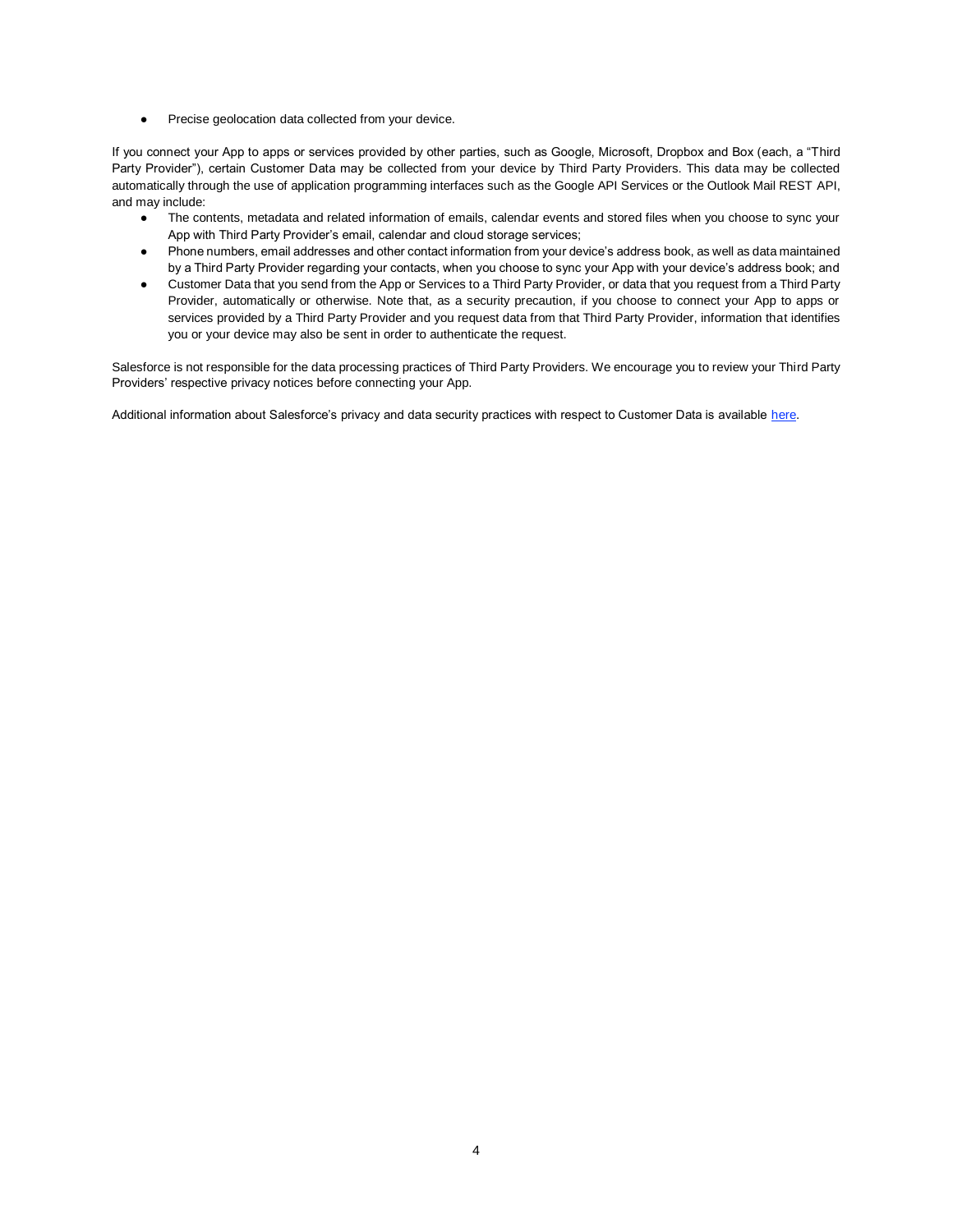- Precise geolocation data collected from your device.

If you connect your App to apps or services provided by other parties, such as Google, Microsoft, Dropbox and Box (each, a "Third Party Provider"), certain Customer Data may be collected from your device by Third Party Providers. This data may be collected automatically through the use of application programming interfaces such as the Google API Services or the Outlook Mail REST API, and may include:

- The contents, metadata and related information of emails, calendar events and stored files when you choose to sync your App with Third Party Provider's email, calendar and cloud storage services;
- Phone numbers, email addresses and other contact information from your device's address book, as well as data maintained by a Third Party Provider regarding your contacts, when you choose to sync your App with your device's address book; and
- Customer Data that you send from the App or Services to a Third Party Provider, or data that you request from a Third Party Provider, automatically or otherwise. Note that, as a security precaution, if you choose to connect your App to apps or services provided by a Third Party Provider and you request data from that Third Party Provider, information that identifies you or your device may also be sent in order to authenticate the request.

Salesforce is not responsible for the data processing practices of Third Party Providers. We encourage you to review your Third Party Providers' respective privacy notices before connecting your App.

Additional information about Salesforce's privacy and data security practices with respect to Customer Data is available here.